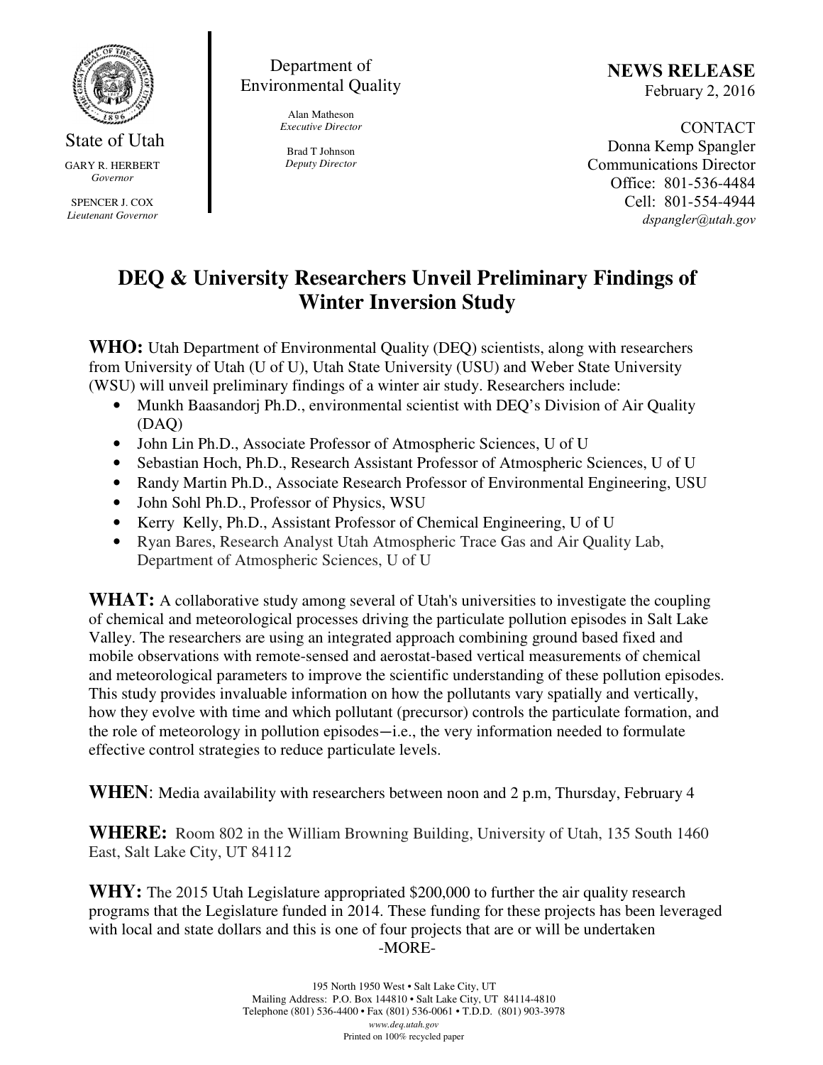State of Utah

GARY R. HERBERT
*Governor*

SPENCER J. COX
*Lieutenant Governor*

Department of Environmental Quality

Alan Matheson
*Executive Director*

Brad T Johnson
*Deputy Director*

**NEWS RELEASE**
February 2, 2016

CONTACT
Donna Kemp Spangler
Communications Director
Office: 801-536-4484
Cell: 801-554-4944
*dspangler@utah.gov*

# DEQ & University Researchers Unveil Preliminary Findings of Winter Inversion Study

**WHO:** Utah Department of Environmental Quality (DEQ) scientists, along with researchers from University of Utah (U of U), Utah State University (USU) and Weber State University (WSU) will unveil preliminary findings of a winter air study. Researchers include:

- Munkh Baasandorj Ph.D., environmental scientist with DEQ's Division of Air Quality (DAQ)
- John Lin Ph.D., Associate Professor of Atmospheric Sciences, U of U
- Sebastian Hoch, Ph.D., Research Assistant Professor of Atmospheric Sciences, U of U
- Randy Martin Ph.D., Associate Research Professor of Environmental Engineering, USU
- John Sohl Ph.D., Professor of Physics, WSU
- Kerry Kelly, Ph.D., Assistant Professor of Chemical Engineering, U of U
- Ryan Bares, Research Analyst Utah Atmospheric Trace Gas and Air Quality Lab, Department of Atmospheric Sciences, U of U

**WHAT:** A collaborative study among several of Utah's universities to investigate the coupling of chemical and meteorological processes driving the particulate pollution episodes in Salt Lake Valley. The researchers are using an integrated approach combining ground based fixed and mobile observations with remote-sensed and aerostat-based vertical measurements of chemical and meteorological parameters to improve the scientific understanding of these pollution episodes. This study provides invaluable information on how the pollutants vary spatially and vertically, how they evolve with time and which pollutant (precursor) controls the particulate formation, and the role of meteorology in pollution episodes—i.e., the very information needed to formulate effective control strategies to reduce particulate levels.

**WHEN**: Media availability with researchers between noon and 2 p.m, Thursday, February 4

**WHERE:** Room 802 in the William Browning Building, University of Utah, 135 South 1460 East, Salt Lake City, UT 84112

**WHY:** The 2015 Utah Legislature appropriated $200,000 to further the air quality research programs that the Legislature funded in 2014. These funding for these projects has been leveraged with local and state dollars and this is one of four projects that are or will be undertaken

-MORE-

195 North 1950 West • Salt Lake City, UT
Mailing Address: P.O. Box 144810 • Salt Lake City, UT 84114-4810
Telephone (801) 536-4400 • Fax (801) 536-0061 • T.D.D. (801) 903-3978
*www.deq.utah.gov*
Printed on 100% recycled paper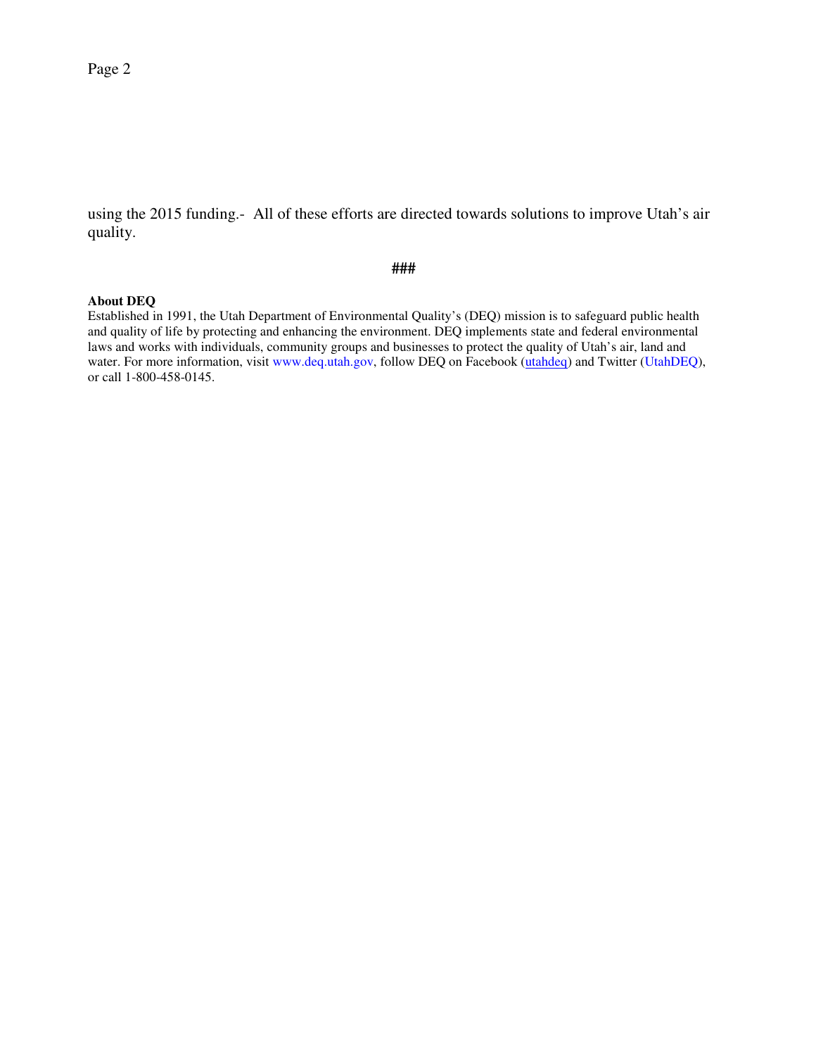using the 2015 funding.- All of these efforts are directed towards solutions to improve Utah's air quality.

###

**About DEQ**
Established in 1991, the Utah Department of Environmental Quality's (DEQ) mission is to safeguard public health and quality of life by protecting and enhancing the environment. DEQ implements state and federal environmental laws and works with individuals, community groups and businesses to protect the quality of Utah's air, land and water. For more information, visit www.deq.utah.gov, follow DEQ on Facebook (utahdeq) and Twitter (UtahDEQ), or call 1-800-458-0145.